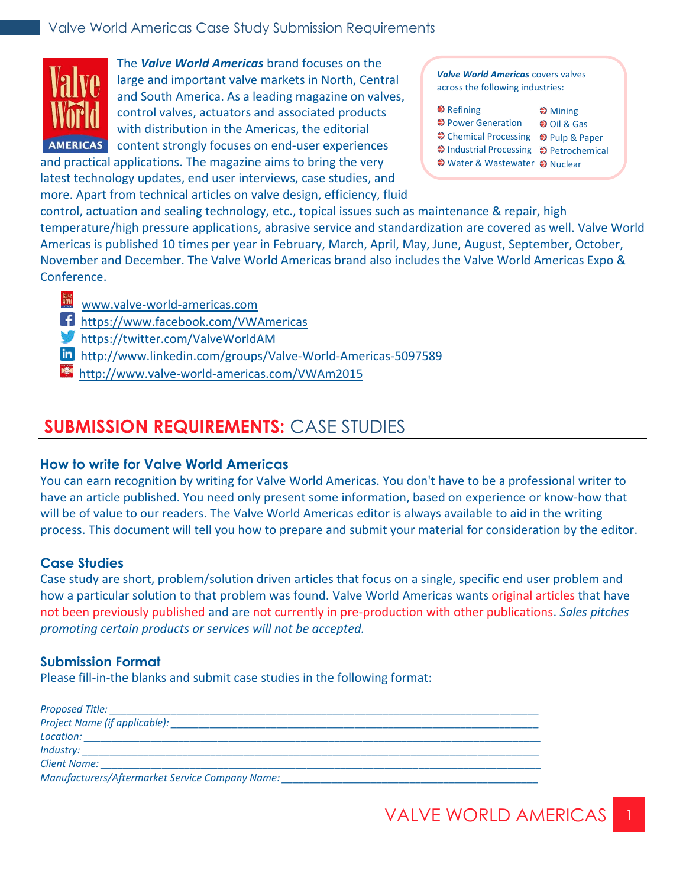# Valve World Americas Case Study Submission Requirements

The ***Valve World Americas*** brand focuses on the large and important valve markets in North, Central and South America. As a leading magazine on valves, control valves, actuators and associated products with distribution in the Americas, the editorial content strongly focuses on end-user experiences and practical applications. The magazine aims to bring the very latest technology updates, end user interviews, case studies, and more. Apart from technical articles on valve design, efficiency, fluid control, actuation and sealing technology, etc., topical issues such as maintenance & repair, high temperature/high pressure applications, abrasive service and standardization are covered as well. Valve World Americas is published 10 times per year in February, March, April, May, June, August, September, October, November and December. The Valve World Americas brand also includes the Valve World Americas Expo & Conference.

> ***Valve World Americas*** covers valves across the following industries:
>
> - Refining
> - Power Generation
> - Chemical Processing
> - Industrial Processing
> - Water & Wastewater
> - Mining
> - Oil & Gas
> - Pulp & Paper
> - Petrochemical
> - Nuclear

- www.valve-world-americas.com
- https://www.facebook.com/VWAmericas
- https://twitter.com/ValveWorldAM
- http://www.linkedin.com/groups/Valve-World-Americas-5097589
- http://www.valve-world-americas.com/VWAm2015

## SUBMISSION REQUIREMENTS: CASE STUDIES

### How to write for Valve World Americas

You can earn recognition by writing for Valve World Americas. You don't have to be a professional writer to have an article published. You need only present some information, based on experience or know-how that will be of value to our readers. The Valve World Americas editor is always available to aid in the writing process. This document will tell you how to prepare and submit your material for consideration by the editor.

### Case Studies

Case study are short, problem/solution driven articles that focus on a single, specific end user problem and how a particular solution to that problem was found. Valve World Americas wants original articles that have not been previously published and are not currently in pre-production with other publications. *Sales pitches promoting certain products or services will not be accepted.*

### Submission Format

Please fill-in-the blanks and submit case studies in the following format:

*Proposed Title:* ______________________________________________

*Project Name (if applicable):* ______________________________________________

*Location:* ______________________________________________

*Industry:* ______________________________________________

*Client Name:* ______________________________________________

*Manufacturers/Aftermarket Service Company Name:* ______________________________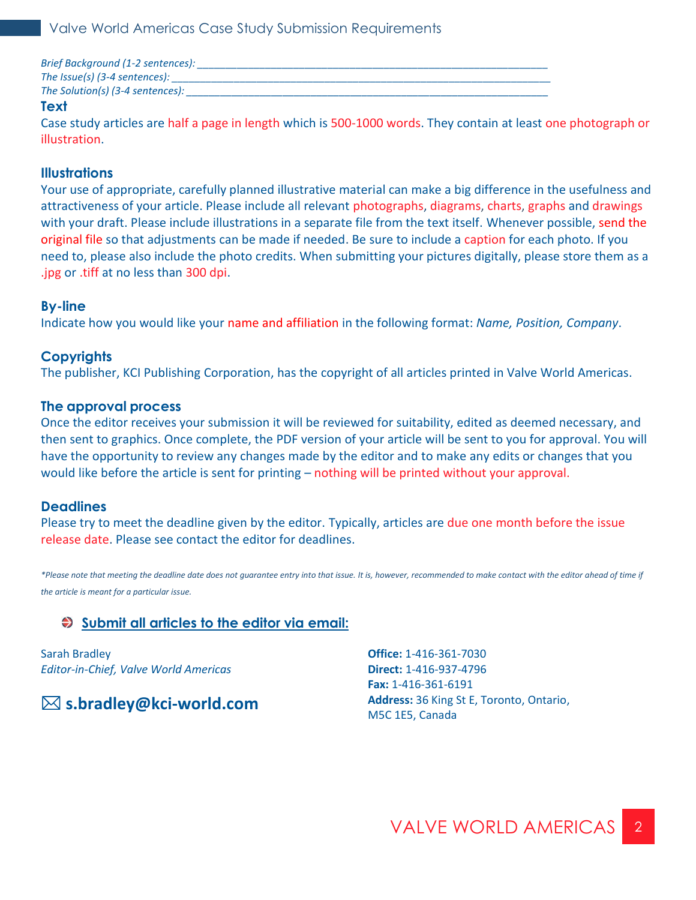*Brief Background (1-2 sentences):* ___________________________________________________________________
*The Issue(s) (3-4 sentences):* ________________________________________________________________________
*The Solution(s) (3-4 sentences):* _____________________________________________________________________

### Text

Case study articles are half a page in length which is 500-1000 words. They contain at least one photograph or illustration.

### Illustrations

Your use of appropriate, carefully planned illustrative material can make a big difference in the usefulness and attractiveness of your article. Please include all relevant photographs, diagrams, charts, graphs and drawings with your draft. Please include illustrations in a separate file from the text itself. Whenever possible, send the original file so that adjustments can be made if needed. Be sure to include a caption for each photo. If you need to, please also include the photo credits. When submitting your pictures digitally, please store them as a .jpg or .tiff at no less than 300 dpi.

### By-line

Indicate how you would like your name and affiliation in the following format: *Name, Position, Company*.

### Copyrights

The publisher, KCI Publishing Corporation, has the copyright of all articles printed in Valve World Americas.

### The approval process

Once the editor receives your submission it will be reviewed for suitability, edited as deemed necessary, and then sent to graphics. Once complete, the PDF version of your article will be sent to you for approval. You will have the opportunity to review any changes made by the editor and to make any edits or changes that you would like before the article is sent for printing – nothing will be printed without your approval.

### Deadlines

Please try to meet the deadline given by the editor. Typically, articles are due one month before the issue release date. Please see contact the editor for deadlines.

*\*Please note that meeting the deadline date does not guarantee entry into that issue. It is, however, recommended to make contact with the editor ahead of time if the article is meant for a particular issue.*

**Submit all articles to the editor via email:**

Sarah Bradley
*Editor-in-Chief, Valve World Americas*

**s.bradley@kci-world.com**

**Office:** 1-416-361-7030
**Direct:** 1-416-937-4796
**Fax:** 1-416-361-6191
**Address:** 36 King St E, Toronto, Ontario, M5C 1E5, Canada